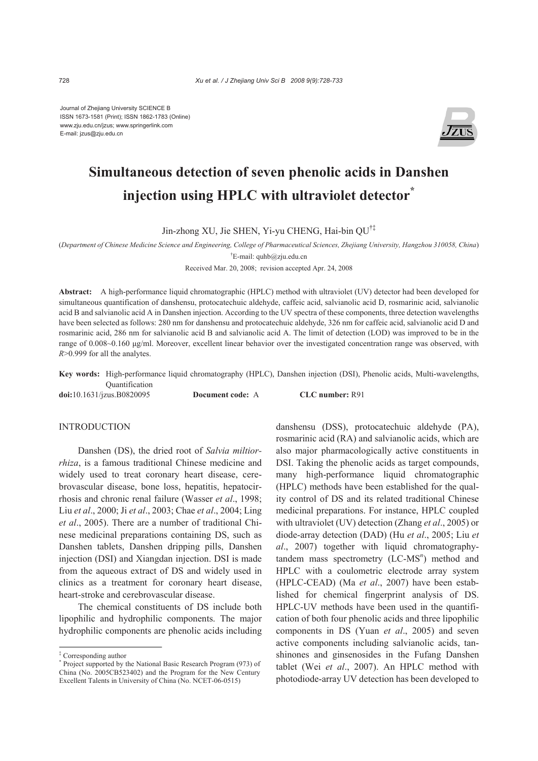Journal of Zhejiang University SCIENCE B
ISSN 1673-1581 (Print); ISSN 1862-1783 (Online)
www.zju.edu.cn/jzus; www.springerlink.com
E-mail: jzus@zju.edu.cn

# Simultaneous detection of seven phenolic acids in Danshen injection using HPLC with ultraviolet detector*

Jin-zhong XU, Jie SHEN, Yi-yu CHENG, Hai-bin QU[†‡]

(*Department of Chinese Medicine Science and Engineering, College of Pharmaceutical Sciences, Zhejiang University, Hangzhou 310058, China*)

[†]E-mail: quhb@zju.edu.cn

Received Mar. 20, 2008; revision accepted Apr. 24, 2008

**Abstract:** A high-performance liquid chromatographic (HPLC) method with ultraviolet (UV) detector had been developed for simultaneous quantification of danshensu, protocatechuic aldehyde, caffeic acid, salvianolic acid D, rosmarinic acid, salvianolic acid B and salvianolic acid A in Danshen injection. According to the UV spectra of these components, three detection wavelengths have been selected as follows: 280 nm for danshensu and protocatechuic aldehyde, 326 nm for caffeic acid, salvianolic acid D and rosmarinic acid, 286 nm for salvianolic acid B and salvianolic acid A. The limit of detection (LOD) was improved to be in the range of 0.008~0.160 μg/ml. Moreover, excellent linear behavior over the investigated concentration range was observed, with $R$>0.999 for all the analytes.

**Key words:** High-performance liquid chromatography (HPLC), Danshen injection (DSI), Phenolic acids, Multi-wavelengths, Quantification

**doi:**10.1631/jzus.B0820095 **Document code:** A **CLC number:** R91

## INTRODUCTION

Danshen (DS), the dried root of *Salvia miltiorrhiza*, is a famous traditional Chinese medicine and widely used to treat coronary heart disease, cerebrovascular disease, bone loss, hepatitis, hepatocirrhosis and chronic renal failure (Wasser *et al*., 1998; Liu *et al*., 2000; Ji *et al*., 2003; Chae *et al*., 2004; Ling *et al*., 2005). There are a number of traditional Chinese medicinal preparations containing DS, such as Danshen tablets, Danshen dripping pills, Danshen injection (DSI) and Xiangdan injection. DSI is made from the aqueous extract of DS and widely used in clinics as a treatment for coronary heart disease, heart-stroke and cerebrovascular disease.

The chemical constituents of DS include both lipophilic and hydrophilic components. The major hydrophilic components are phenolic acids including danshensu (DSS), protocatechuic aldehyde (PA), rosmarinic acid (RA) and salvianolic acids, which are also major pharmacologically active constituents in DSI. Taking the phenolic acids as target compounds, many high-performance liquid chromatographic (HPLC) methods have been established for the quality control of DS and its related traditional Chinese medicinal preparations. For instance, HPLC coupled with ultraviolet (UV) detection (Zhang *et al*., 2005) or diode-array detection (DAD) (Hu *et al*., 2005; Liu *et al*., 2007) together with liquid chromatography-tandem mass spectrometry (LC-MS$^n$) method and HPLC with a coulometric electrode array system (HPLC-CEAD) (Ma *et al*., 2007) have been established for chemical fingerprint analysis of DS. HPLC-UV methods have been used in the quantification of both four phenolic acids and three lipophilic components in DS (Yuan *et al*., 2005) and seven active components including salvianolic acids, tanshinones and ginsenosides in the Fufang Danshen tablet (Wei *et al*., 2007). An HPLC method with photodiode-array UV detection has been developed to

---

[‡] Corresponding author

[*] Project supported by the National Basic Research Program (973) of China (No. 2005CB523402) and the Program for the New Century Excellent Talents in University of China (No. NCET-06-0515)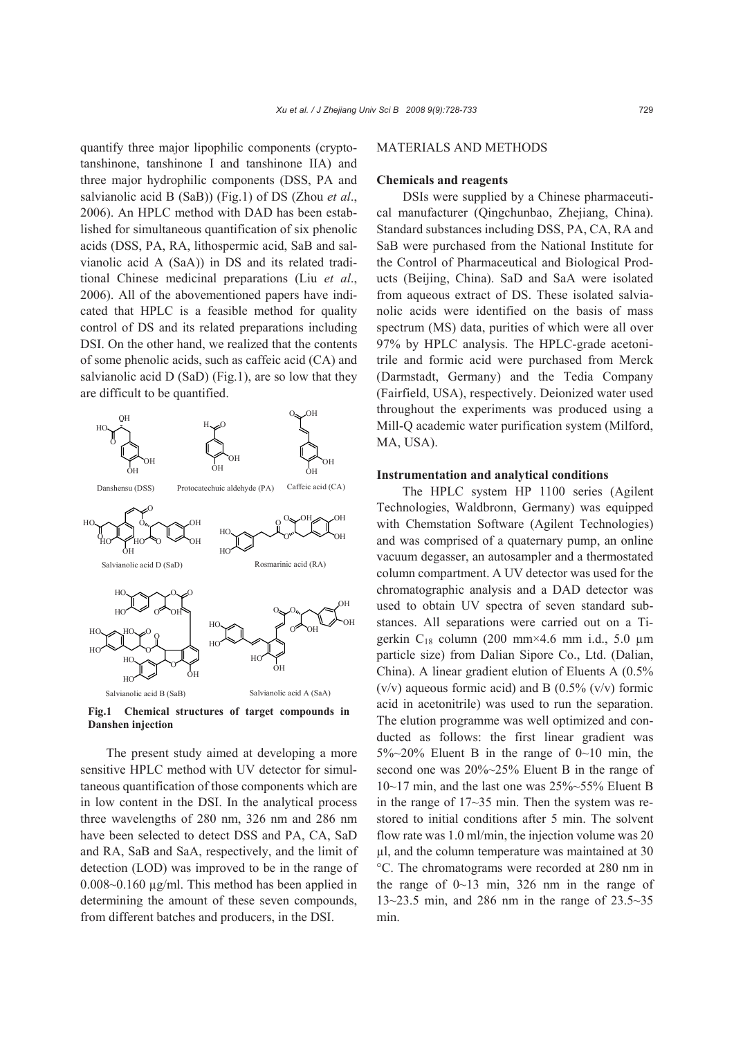quantify three major lipophilic components (cryptotanshinone, tanshinone I and tanshinone IIA) and three major hydrophilic components (DSS, PA and salvianolic acid B (SaB)) (Fig.1) of DS (Zhou *et al*., 2006). An HPLC method with DAD has been established for simultaneous quantification of six phenolic acids (DSS, PA, RA, lithospermic acid, SaB and salvianolic acid A (SaA)) in DS and its related traditional Chinese medicinal preparations (Liu *et al*., 2006). All of the abovementioned papers have indicated that HPLC is a feasible method for quality control of DS and its related preparations including DSI. On the other hand, we realized that the contents of some phenolic acids, such as caffeic acid (CA) and salvianolic acid D (SaD) (Fig.1), are so low that they are difficult to be quantified.

**Fig.1 Chemical structures of target compounds in Danshen injection**

The present study aimed at developing a more sensitive HPLC method with UV detector for simultaneous quantification of those components which are in low content in the DSI. In the analytical process three wavelengths of 280 nm, 326 nm and 286 nm have been selected to detect DSS and PA, CA, SaD and RA, SaB and SaA, respectively, and the limit of detection (LOD) was improved to be in the range of 0.008~0.160 μg/ml. This method has been applied in determining the amount of these seven compounds, from different batches and producers, in the DSI.

## MATERIALS AND METHODS

### Chemicals and reagents

DSIs were supplied by a Chinese pharmaceutical manufacturer (Qingchunbao, Zhejiang, China). Standard substances including DSS, PA, CA, RA and SaB were purchased from the National Institute for the Control of Pharmaceutical and Biological Products (Beijing, China). SaD and SaA were isolated from aqueous extract of DS. These isolated salvianolic acids were identified on the basis of mass spectrum (MS) data, purities of which were all over 97% by HPLC analysis. The HPLC-grade acetonitrile and formic acid were purchased from Merck (Darmstadt, Germany) and the Tedia Company (Fairfield, USA), respectively. Deionized water used throughout the experiments was produced using a Mill-Q academic water purification system (Milford, MA, USA).

### Instrumentation and analytical conditions

The HPLC system HP 1100 series (Agilent Technologies, Waldbronn, Germany) was equipped with Chemstation Software (Agilent Technologies) and was comprised of a quaternary pump, an online vacuum degasser, an autosampler and a thermostated column compartment. A UV detector was used for the chromatographic analysis and a DAD detector was used to obtain UV spectra of seven standard substances. All separations were carried out on a Tigerkin $C_{18}$ column (200 mm×4.6 mm i.d., 5.0 μm particle size) from Dalian Sipore Co., Ltd. (Dalian, China). A linear gradient elution of Eluents A (0.5% (v/v) aqueous formic acid) and B (0.5% (v/v) formic acid in acetonitrile) was used to run the separation. The elution programme was well optimized and conducted as follows: the first linear gradient was 5%~20% Eluent B in the range of 0~10 min, the second one was 20%~25% Eluent B in the range of 10~17 min, and the last one was 25%~55% Eluent B in the range of 17~35 min. Then the system was restored to initial conditions after 5 min. The solvent flow rate was 1.0 ml/min, the injection volume was 20 μl, and the column temperature was maintained at 30 °C. The chromatograms were recorded at 280 nm in the range of 0~13 min, 326 nm in the range of 13~23.5 min, and 286 nm in the range of 23.5~35 min.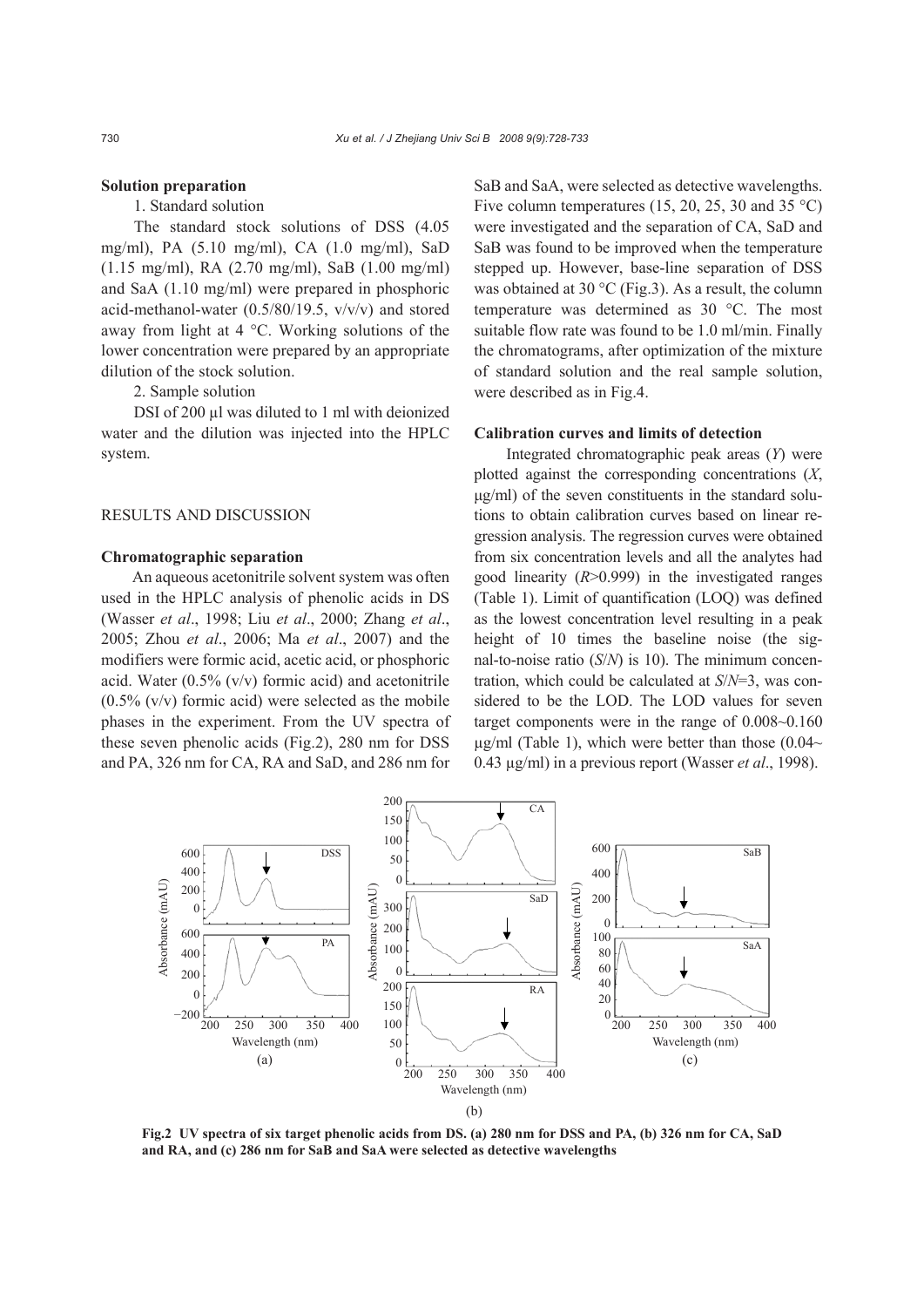**Solution preparation**

1. Standard solution

The standard stock solutions of DSS (4.05 mg/ml), PA (5.10 mg/ml), CA (1.0 mg/ml), SaD (1.15 mg/ml), RA (2.70 mg/ml), SaB (1.00 mg/ml) and SaA (1.10 mg/ml) were prepared in phosphoric acid-methanol-water (0.5/80/19.5, v/v/v) and stored away from light at 4 °C. Working solutions of the lower concentration were prepared by an appropriate dilution of the stock solution.

2. Sample solution

DSI of 200 μl was diluted to 1 ml with deionized water and the dilution was injected into the HPLC system.

## RESULTS AND DISCUSSION

**Chromatographic separation**

An aqueous acetonitrile solvent system was often used in the HPLC analysis of phenolic acids in DS (Wasser *et al*., 1998; Liu *et al*., 2000; Zhang *et al*., 2005; Zhou *et al*., 2006; Ma *et al*., 2007) and the modifiers were formic acid, acetic acid, or phosphoric acid. Water (0.5% (v/v) formic acid) and acetonitrile (0.5% (v/v) formic acid) were selected as the mobile phases in the experiment. From the UV spectra of these seven phenolic acids (Fig.2), 280 nm for DSS and PA, 326 nm for CA, RA and SaD, and 286 nm for SaB and SaA, were selected as detective wavelengths. Five column temperatures (15, 20, 25, 30 and 35 °C) were investigated and the separation of CA, SaD and SaB was found to be improved when the temperature stepped up. However, base-line separation of DSS was obtained at 30 °C (Fig.3). As a result, the column temperature was determined as 30 °C. The most suitable flow rate was found to be 1.0 ml/min. Finally the chromatograms, after optimization of the mixture of standard solution and the real sample solution, were described as in Fig.4.

**Calibration curves and limits of detection**

Integrated chromatographic peak areas ($Y$) were plotted against the corresponding concentrations ($X$, μg/ml) of the seven constituents in the standard solutions to obtain calibration curves based on linear regression analysis. The regression curves were obtained from six concentration levels and all the analytes had good linearity ($R$>0.999) in the investigated ranges (Table 1). Limit of quantification (LOQ) was defined as the lowest concentration level resulting in a peak height of 10 times the baseline noise (the signal-to-noise ratio ($S/N$) is 10). The minimum concentration, which could be calculated at $S/N$=3, was considered to be the LOD. The LOD values for seven target components were in the range of 0.008~0.160 μg/ml (Table 1), which were better than those (0.04~0.43 μg/ml) in a previous report (Wasser *et al*., 1998).

**Fig.2 UV spectra of six target phenolic acids from DS. (a) 280 nm for DSS and PA, (b) 326 nm for CA, SaD and RA, and (c) 286 nm for SaB and SaA were selected as detective wavelengths**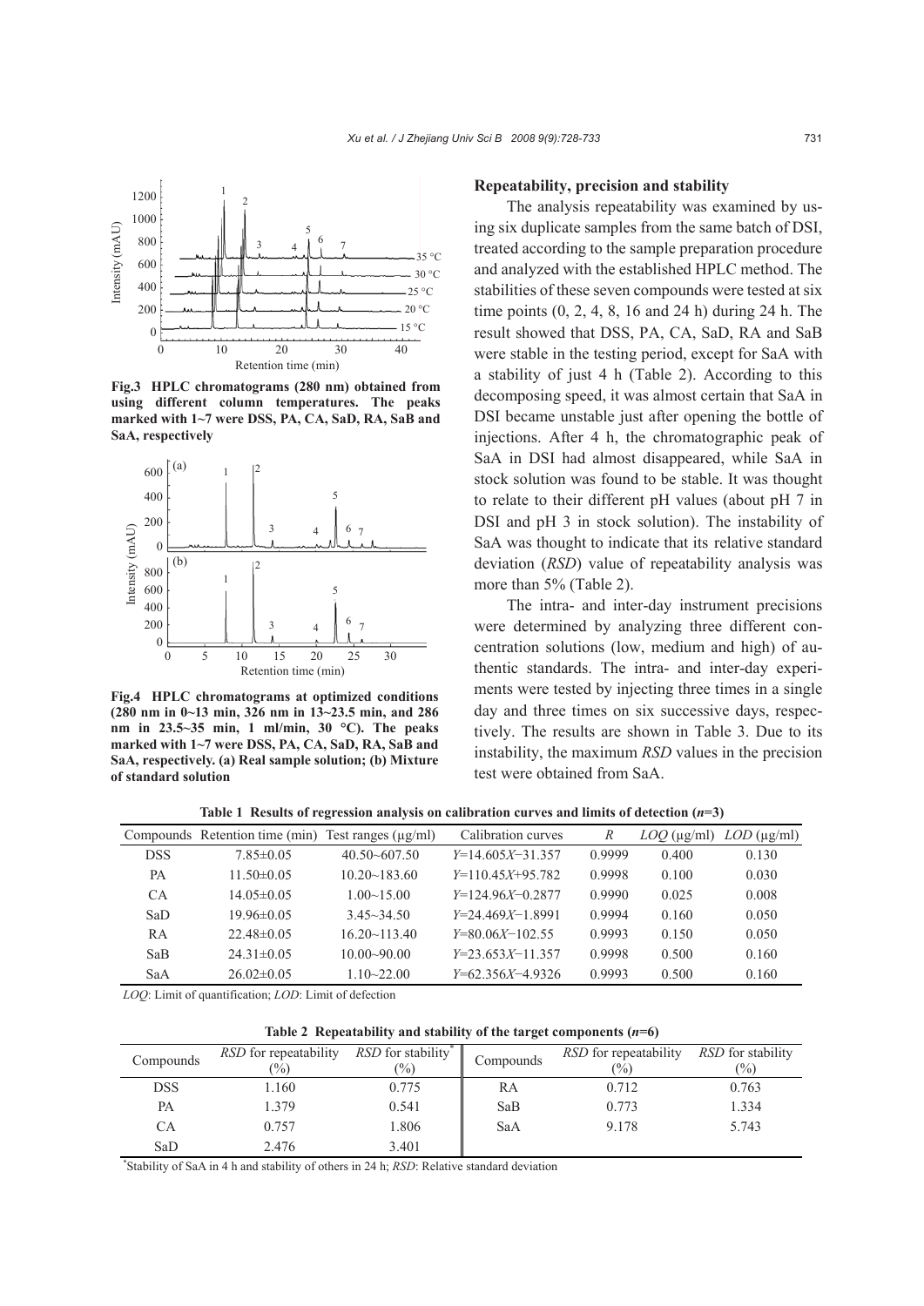**Fig.3 HPLC chromatograms (280 nm) obtained from using different column temperatures. The peaks marked with 1~7 were DSS, PA, CA, SaD, RA, SaB and SaA, respectively**

**Fig.4 HPLC chromatograms at optimized conditions (280 nm in 0~13 min, 326 nm in 13~23.5 min, and 286 nm in 23.5~35 min, 1 ml/min, 30 °C). The peaks marked with 1~7 were DSS, PA, CA, SaD, RA, SaB and SaA, respectively. (a) Real sample solution; (b) Mixture of standard solution**

### Repeatability, precision and stability

The analysis repeatability was examined by using six duplicate samples from the same batch of DSI, treated according to the sample preparation procedure and analyzed with the established HPLC method. The stabilities of these seven compounds were tested at six time points (0, 2, 4, 8, 16 and 24 h) during 24 h. The result showed that DSS, PA, CA, SaD, RA and SaB were stable in the testing period, except for SaA with a stability of just 4 h (Table 2). According to this decomposing speed, it was almost certain that SaA in DSI became unstable just after opening the bottle of injections. After 4 h, the chromatographic peak of SaA in DSI had almost disappeared, while SaA in stock solution was found to be stable. It was thought to relate to their different pH values (about pH 7 in DSI and pH 3 in stock solution). The instability of SaA was thought to indicate that its relative standard deviation (*RSD*) value of repeatability analysis was more than 5% (Table 2).

The intra- and inter-day instrument precisions were determined by analyzing three different concentration solutions (low, medium and high) of authentic standards. The intra- and inter-day experiments were tested by injecting three times in a single day and three times on six successive days, respectively. The results are shown in Table 3. Due to its instability, the maximum *RSD* values in the precision test were obtained from SaA.

**Table 1 Results of regression analysis on calibration curves and limits of detection ($n$=3)**

| Compounds | Retention time (min) | Test ranges (μg/ml) | Calibration curves | $R$ | $LOQ$ (μg/ml) | $LOD$ (μg/ml) |
|---|---|---|---|---|---|---|
| DSS | 7.85±0.05 | 40.50~607.50 | $Y$=14.605$X$−31.357 | 0.9999 | 0.400 | 0.130 |
| PA | 11.50±0.05 | 10.20~183.60 | $Y$=110.45$X$+95.782 | 0.9998 | 0.100 | 0.030 |
| CA | 14.05±0.05 | 1.00~15.00 | $Y$=124.96$X$−0.2877 | 0.9990 | 0.025 | 0.008 |
| SaD | 19.96±0.05 | 3.45~34.50 | $Y$=24.469$X$−1.8991 | 0.9994 | 0.160 | 0.050 |
| RA | 22.48±0.05 | 16.20~113.40 | $Y$=80.06$X$−102.55 | 0.9993 | 0.150 | 0.050 |
| SaB | 24.31±0.05 | 10.00~90.00 | $Y$=23.653$X$−11.357 | 0.9998 | 0.500 | 0.160 |
| SaA | 26.02±0.05 | 1.10~22.00 | $Y$=62.356$X$−4.9326 | 0.9993 | 0.500 | 0.160 |

*LOQ*: Limit of quantification; *LOD*: Limit of defection

**Table 2 Repeatability and stability of the target components ($n$=6)**

| Compounds | *RSD* for repeatability (%) | *RSD* for stability* (%) | Compounds | *RSD* for repeatability (%) | *RSD* for stability (%) |
|---|---|---|---|---|---|
| DSS | 1.160 | 0.775 | RA | 0.712 | 0.763 |
| PA | 1.379 | 0.541 | SaB | 0.773 | 1.334 |
| CA | 0.757 | 1.806 | SaA | 9.178 | 5.743 |
| SaD | 2.476 | 3.401 | | | |

*Stability of SaA in 4 h and stability of others in 24 h; *RSD*: Relative standard deviation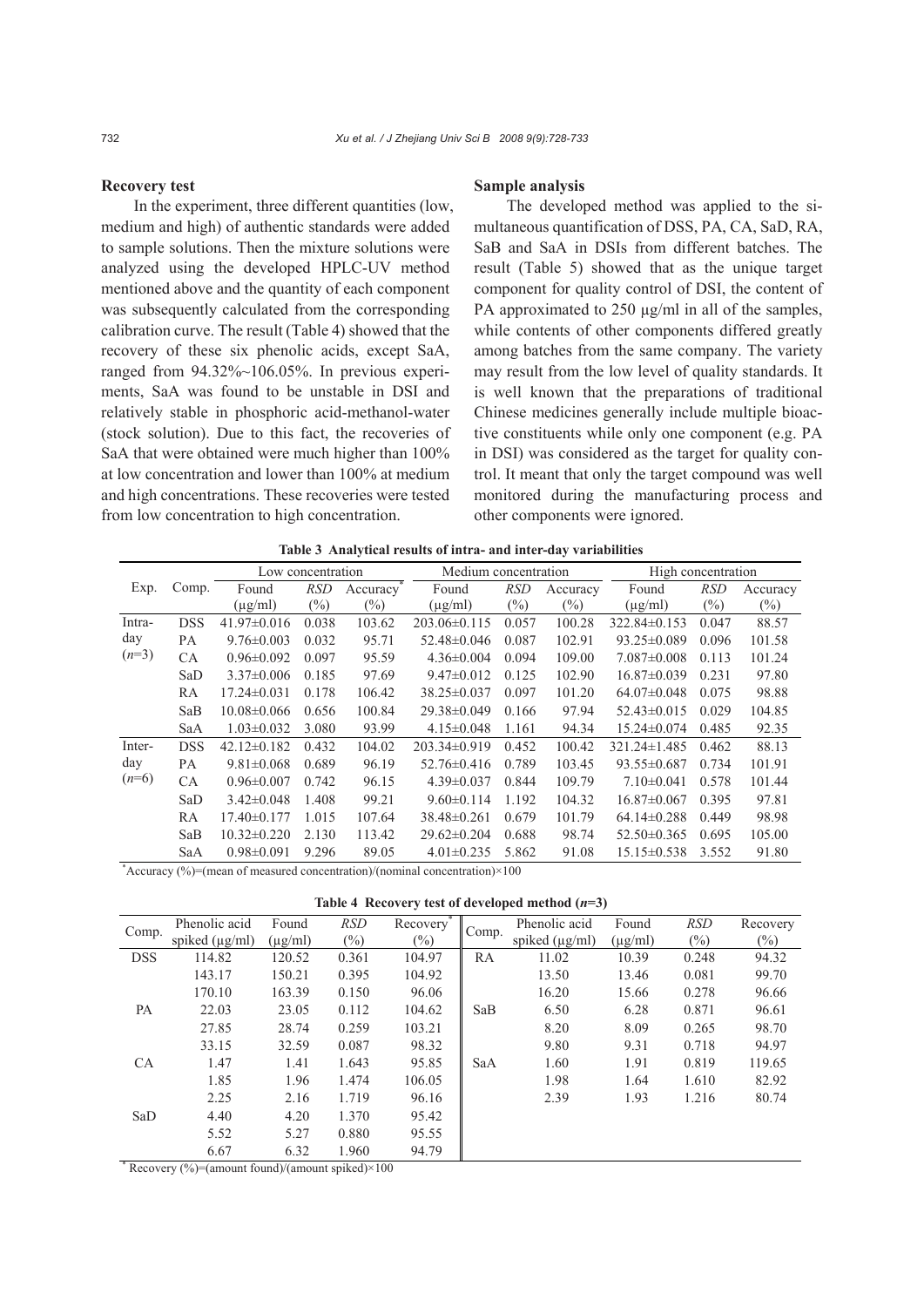### Recovery test

In the experiment, three different quantities (low, medium and high) of authentic standards were added to sample solutions. Then the mixture solutions were analyzed using the developed HPLC-UV method mentioned above and the quantity of each component was subsequently calculated from the corresponding calibration curve. The result (Table 4) showed that the recovery of these six phenolic acids, except SaA, ranged from 94.32%~106.05%. In previous experiments, SaA was found to be unstable in DSI and relatively stable in phosphoric acid-methanol-water (stock solution). Due to this fact, the recoveries of SaA that were obtained were much higher than 100% at low concentration and lower than 100% at medium and high concentrations. These recoveries were tested from low concentration to high concentration.

### Sample analysis

The developed method was applied to the simultaneous quantification of DSS, PA, CA, SaD, RA, SaB and SaA in DSIs from different batches. The result (Table 5) showed that as the unique target component for quality control of DSI, the content of PA approximated to 250 μg/ml in all of the samples, while contents of other components differed greatly among batches from the same company. The variety may result from the low level of quality standards. It is well known that the preparations of traditional Chinese medicines generally include multiple bioactive constituents while only one component (e.g. PA in DSI) was considered as the target for quality control. It meant that only the target compound was well monitored during the manufacturing process and other components were ignored.

**Table 3 Analytical results of intra- and inter-day variabilities**

| Exp. | Comp. | Low concentration | | | Medium concentration | | | High concentration | | |
|---|---|---|---|---|---|---|---|---|---|---|
| | | Found (μg/ml) | *RSD* (%) | Accuracy* (%) | Found (μg/ml) | *RSD* (%) | Accuracy (%) | Found (μg/ml) | *RSD* (%) | Accuracy (%) |
| Intra-day ($n$=3) | DSS | 41.97±0.016 | 0.038 | 103.62 | 203.06±0.115 | 0.057 | 100.28 | 322.84±0.153 | 0.047 | 88.57 |
| | PA | 9.76±0.003 | 0.032 | 95.71 | 52.48±0.046 | 0.087 | 102.91 | 93.25±0.089 | 0.096 | 101.58 |
| | CA | 0.96±0.092 | 0.097 | 95.59 | 4.36±0.004 | 0.094 | 109.00 | 7.087±0.008 | 0.113 | 101.24 |
| | SaD | 3.37±0.006 | 0.185 | 97.69 | 9.47±0.012 | 0.125 | 102.90 | 16.87±0.039 | 0.231 | 97.80 |
| | RA | 17.24±0.031 | 0.178 | 106.42 | 38.25±0.037 | 0.097 | 101.20 | 64.07±0.048 | 0.075 | 98.88 |
| | SaB | 10.08±0.066 | 0.656 | 100.84 | 29.38±0.049 | 0.166 | 97.94 | 52.43±0.015 | 0.029 | 104.85 |
| | SaA | 1.03±0.032 | 3.080 | 93.99 | 4.15±0.048 | 1.161 | 94.34 | 15.24±0.074 | 0.485 | 92.35 |
| Inter-day ($n$=6) | DSS | 42.12±0.182 | 0.432 | 104.02 | 203.34±0.919 | 0.452 | 100.42 | 321.24±1.485 | 0.462 | 88.13 |
| | PA | 9.81±0.068 | 0.689 | 96.19 | 52.76±0.416 | 0.789 | 103.45 | 93.55±0.687 | 0.734 | 101.91 |
| | CA | 0.96±0.007 | 0.742 | 96.15 | 4.39±0.037 | 0.844 | 109.79 | 7.10±0.041 | 0.578 | 101.44 |
| | SaD | 3.42±0.048 | 1.408 | 99.21 | 9.60±0.114 | 1.192 | 104.32 | 16.87±0.067 | 0.395 | 97.81 |
| | RA | 17.40±0.177 | 1.015 | 107.64 | 38.48±0.261 | 0.679 | 101.79 | 64.14±0.288 | 0.449 | 98.98 |
| | SaB | 10.32±0.220 | 2.130 | 113.42 | 29.62±0.204 | 0.688 | 98.74 | 52.50±0.365 | 0.695 | 105.00 |
| | SaA | 0.98±0.091 | 9.296 | 89.05 | 4.01±0.235 | 5.862 | 91.08 | 15.15±0.538 | 3.552 | 91.80 |

*Accuracy (%)=(mean of measured concentration)/(nominal concentration)×100

**Table 4 Recovery test of developed method ($n$=3)**

| Comp. | Phenolic acid spiked (μg/ml) | Found (μg/ml) | *RSD* (%) | Recovery* (%) | Comp. | Phenolic acid spiked (μg/ml) | Found (μg/ml) | *RSD* (%) | Recovery (%) |
|---|---|---|---|---|---|---|---|---|---|
| DSS | 114.82 | 120.52 | 0.361 | 104.97 | RA | 11.02 | 10.39 | 0.248 | 94.32 |
| | 143.17 | 150.21 | 0.395 | 104.92 | | 13.50 | 13.46 | 0.081 | 99.70 |
| | 170.10 | 163.39 | 0.150 | 96.06 | | 16.20 | 15.66 | 0.278 | 96.66 |
| PA | 22.03 | 23.05 | 0.112 | 104.62 | SaB | 6.50 | 6.28 | 0.871 | 96.61 |
| | 27.85 | 28.74 | 0.259 | 103.21 | | 8.20 | 8.09 | 0.265 | 98.70 |
| | 33.15 | 32.59 | 0.087 | 98.32 | | 9.80 | 9.31 | 0.718 | 94.97 |
| CA | 1.47 | 1.41 | 1.643 | 95.85 | SaA | 1.60 | 1.91 | 0.819 | 119.65 |
| | 1.85 | 1.96 | 1.474 | 106.05 | | 1.98 | 1.64 | 1.610 | 82.92 |
| | 2.25 | 2.16 | 1.719 | 96.16 | | 2.39 | 1.93 | 1.216 | 80.74 |
| SaD | 4.40 | 4.20 | 1.370 | 95.42 | | | | | |
| | 5.52 | 5.27 | 0.880 | 95.55 | | | | | |
| | 6.67 | 6.32 | 1.960 | 94.79 | | | | | |

* Recovery (%)=(amount found)/(amount spiked)×100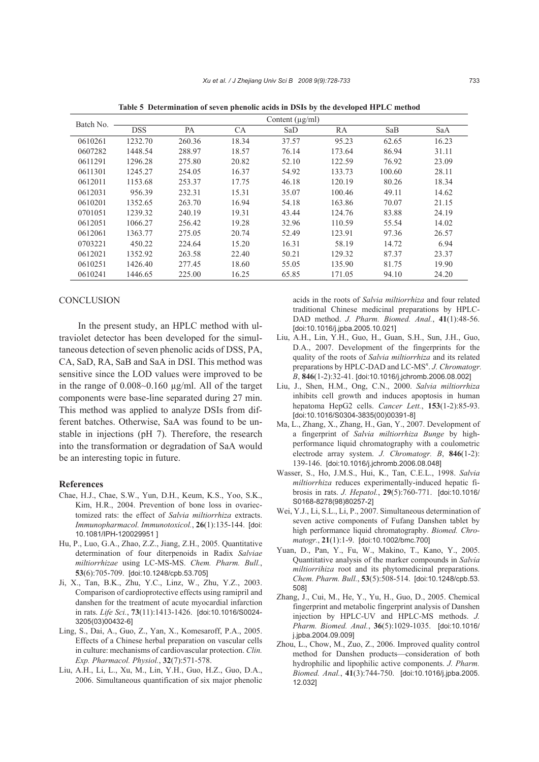**Table 5 Determination of seven phenolic acids in DSIs by the developed HPLC method**

| Batch No. | Content (μg/ml) | | | | | | |
|---|---|---|---|---|---|---|---|
| | DSS | PA | CA | SaD | RA | SaB | SaA |
| 0610261 | 1232.70 | 260.36 | 18.34 | 37.57 | 95.23 | 62.65 | 16.23 |
| 0607282 | 1448.54 | 288.97 | 18.57 | 76.14 | 173.64 | 86.94 | 31.11 |
| 0611291 | 1296.28 | 275.80 | 20.82 | 52.10 | 122.59 | 76.92 | 23.09 |
| 0611301 | 1245.27 | 254.05 | 16.37 | 54.92 | 133.73 | 100.60 | 28.11 |
| 0612011 | 1153.68 | 253.37 | 17.75 | 46.18 | 120.19 | 80.26 | 18.34 |
| 0612031 | 956.39 | 232.31 | 15.31 | 35.07 | 100.46 | 49.11 | 14.62 |
| 0610201 | 1352.65 | 263.70 | 16.94 | 54.18 | 163.86 | 70.07 | 21.15 |
| 0701051 | 1239.32 | 240.19 | 19.31 | 43.44 | 124.76 | 83.88 | 24.19 |
| 0612051 | 1066.27 | 256.42 | 19.28 | 32.96 | 110.59 | 55.54 | 14.02 |
| 0612061 | 1363.77 | 275.05 | 20.74 | 52.49 | 123.91 | 97.36 | 26.57 |
| 0703221 | 450.22 | 224.64 | 15.20 | 16.31 | 58.19 | 14.72 | 6.94 |
| 0612021 | 1352.92 | 263.58 | 22.40 | 50.21 | 129.32 | 87.37 | 23.37 |
| 0610251 | 1426.40 | 277.45 | 18.60 | 55.05 | 135.90 | 81.75 | 19.90 |
| 0610241 | 1446.65 | 225.00 | 16.25 | 65.85 | 171.05 | 94.10 | 24.20 |

## CONCLUSION

In the present study, an HPLC method with ultraviolet detector has been developed for the simultaneous detection of seven phenolic acids of DSS, PA, CA, SaD, RA, SaB and SaA in DSI. This method was sensitive since the LOD values were improved to be in the range of 0.008~0.160 μg/ml. All of the target components were base-line separated during 27 min. This method was applied to analyze DSIs from different batches. Otherwise, SaA was found to be unstable in injections (pH 7). Therefore, the research into the transformation or degradation of SaA would be an interesting topic in future.

## References

Chae, H.J., Chae, S.W., Yun, D.H., Keum, K.S., Yoo, S.K., Kim, H.R., 2004. Prevention of bone loss in ovariectomized rats: the effect of *Salvia miltiorrhiza* extracts. *Immunopharmacol. Immunotoxicol.*, **26**(1):135-144. [doi:10.1081/IPH-120029951 ]

Hu, P., Luo, G.A., Zhao, Z.Z., Jiang, Z.H., 2005. Quantitative determination of four diterpenoids in Radix *Salviae miltiorrhizae* using LC-MS-MS. *Chem. Pharm. Bull.*, **53**(6):705-709. [doi:10.1248/cpb.53.705]

Ji, X., Tan, B.K., Zhu, Y.C., Linz, W., Zhu, Y.Z., 2003. Comparison of cardioprotective effects using ramipril and danshen for the treatment of acute myocardial infarction in rats. *Life Sci.*, **73**(11):1413-1426. [doi:10.1016/S0024-3205(03)00432-6]

Ling, S., Dai, A., Guo, Z., Yan, X., Komesaroff, P.A., 2005. Effects of a Chinese herbal preparation on vascular cells in culture: mechanisms of cardiovascular protection. *Clin. Exp. Pharmacol. Physiol.*, **32**(7):571-578.

Liu, A.H., Li, L., Xu, M., Lin, Y.H., Guo, H.Z., Guo, D.A., 2006. Simultaneous quantification of six major phenolic acids in the roots of *Salvia miltiorrhiza* and four related traditional Chinese medicinal preparations by HPLC-DAD method. *J. Pharm. Biomed. Anal.*, **41**(1):48-56. [doi:10.1016/j.jpba.2005.10.021]

Liu, A.H., Lin, Y.H., Guo, H., Guan, S.H., Sun, J.H., Guo, D.A., 2007. Development of the fingerprints for the quality of the roots of *Salvia miltiorrhiza* and its related preparations by HPLC-DAD and LC-MS$^n$. *J. Chromatogr. B*, **846**(1-2):32-41. [doi:10.1016/j.jchromb.2006.08.002]

Liu, J., Shen, H.M., Ong, C.N., 2000. *Salvia miltiorrhiza* inhibits cell growth and induces apoptosis in human hepatoma HepG2 cells. *Cancer Lett.*, **153**(1-2):85-93. [doi:10.1016/S0304-3835(00)00391-8]

Ma, L., Zhang, X., Zhang, H., Gan, Y., 2007. Development of a fingerprint of *Salvia miltiorrhiza Bunge* by high-performance liquid chromatography with a coulometric electrode array system. *J. Chromatogr. B*, **846**(1-2):139-146. [doi:10.1016/j.jchromb.2006.08.048]

Wasser, S., Ho, J.M.S., Hui, K., Tan, C.E.L., 1998. *Salvia miltiorrhiza* reduces experimentally-induced hepatic fibrosis in rats. *J. Hepatol.*, **29**(5):760-771. [doi:10.1016/S0168-8278(98)80257-2]

Wei, Y.J., Li, S.L., Li, P., 2007. Simultaneous determination of seven active components of Fufang Danshen tablet by high performance liquid chromatography. *Biomed. Chromatogr.*, **21**(1):1-9. [doi:10.1002/bmc.700]

Yuan, D., Pan, Y., Fu, W., Makino, T., Kano, Y., 2005. Quantitative analysis of the marker compounds in *Salvia miltiorrihiza* root and its phytomedicinal preparations. *Chem. Pharm. Bull.*, **53**(5):508-514. [doi:10.1248/cpb.53.508]

Zhang, J., Cui, M., He, Y., Yu, H., Guo, D., 2005. Chemical fingerprint and metabolic fingerprint analysis of Danshen injection by HPLC-UV and HPLC-MS methods. *J. Pharm. Biomed. Anal.*, **36**(5):1029-1035. [doi:10.1016/j.jpba.2004.09.009]

Zhou, L., Chow, M., Zuo, Z., 2006. Improved quality control method for Danshen products—consideration of both hydrophilic and lipophilic active components. *J. Pharm. Biomed. Anal.*, **41**(3):744-750. [doi:10.1016/j.jpba.2005.12.032]